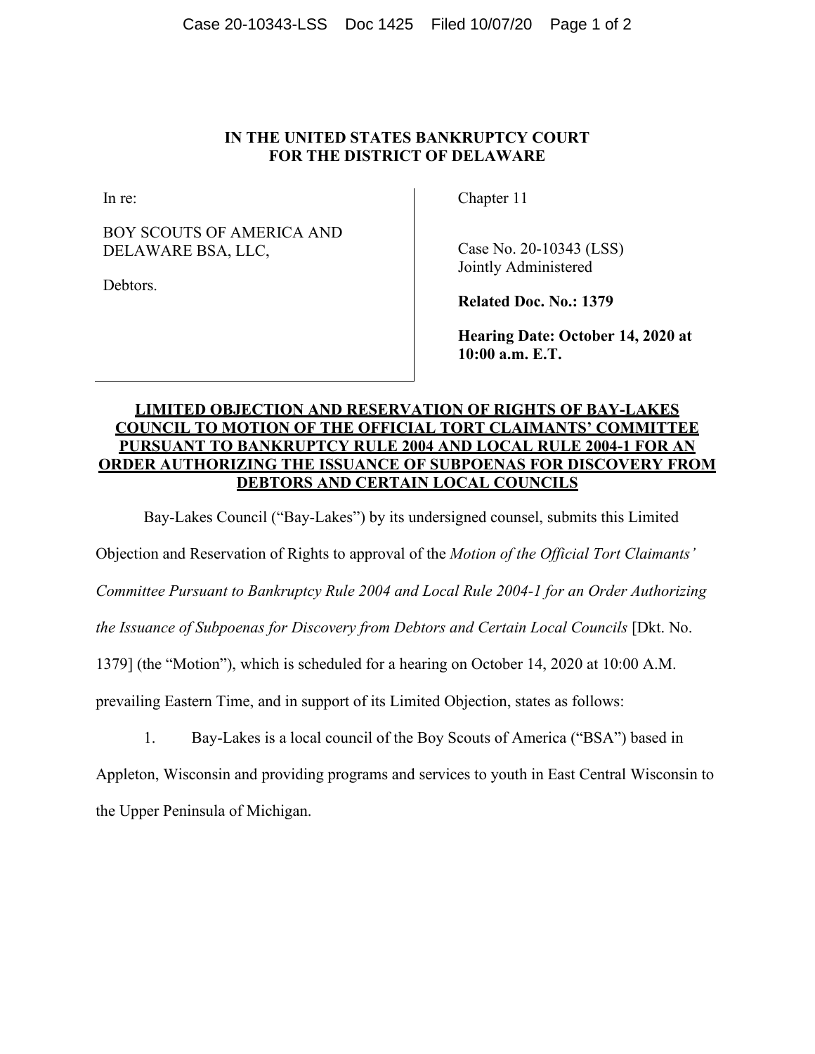**IN THE UNITED STATES BANKRUPTCY COURT**
**FOR THE DISTRICT OF DELAWARE**

| | |
|---|---|
| In re:<br><br>BOY SCOUTS OF AMERICA AND DELAWARE BSA, LLC,<br><br>Debtors. | Chapter 11<br><br>Case No. 20-10343 (LSS)<br>Jointly Administered<br><br>**Related Doc. No.: 1379**<br><br>**Hearing Date: October 14, 2020 at 10:00 a.m. E.T.** |

**LIMITED OBJECTION AND RESERVATION OF RIGHTS OF BAY-LAKES COUNCIL TO MOTION OF THE OFFICIAL TORT CLAIMANTS' COMMITTEE PURSUANT TO BANKRUPTCY RULE 2004 AND LOCAL RULE 2004-1 FOR AN ORDER AUTHORIZING THE ISSUANCE OF SUBPOENAS FOR DISCOVERY FROM DEBTORS AND CERTAIN LOCAL COUNCILS**

Bay-Lakes Council ("Bay-Lakes") by its undersigned counsel, submits this Limited Objection and Reservation of Rights to approval of the *Motion of the Official Tort Claimants' Committee Pursuant to Bankruptcy Rule 2004 and Local Rule 2004-1 for an Order Authorizing the Issuance of Subpoenas for Discovery from Debtors and Certain Local Councils* [Dkt. No. 1379] (the "Motion"), which is scheduled for a hearing on October 14, 2020 at 10:00 A.M. prevailing Eastern Time, and in support of its Limited Objection, states as follows:

1. Bay-Lakes is a local council of the Boy Scouts of America ("BSA") based in Appleton, Wisconsin and providing programs and services to youth in East Central Wisconsin to the Upper Peninsula of Michigan.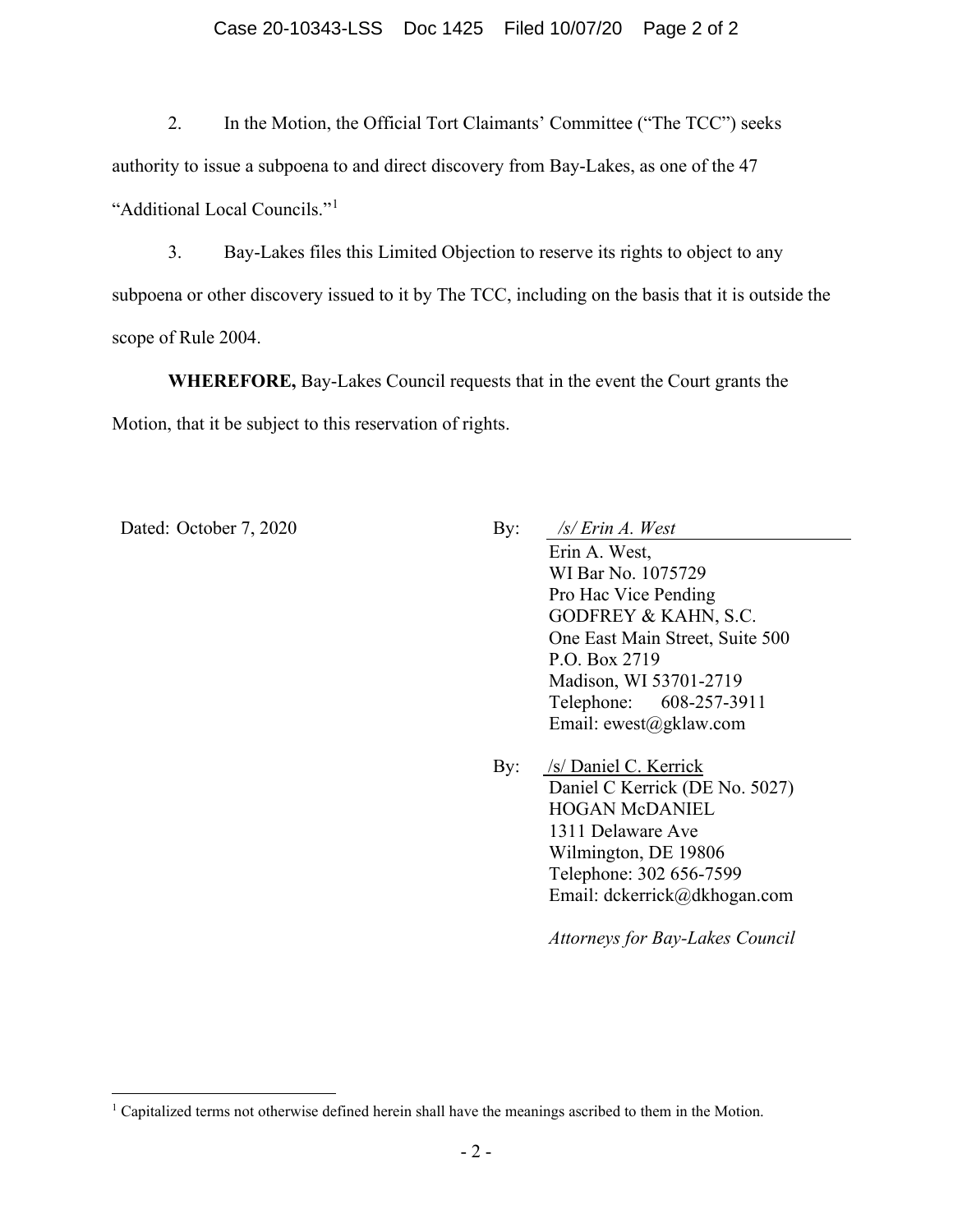2. In the Motion, the Official Tort Claimants' Committee ("The TCC") seeks authority to issue a subpoena to and direct discovery from Bay-Lakes, as one of the 47 "Additional Local Councils."[1]

3. Bay-Lakes files this Limited Objection to reserve its rights to object to any subpoena or other discovery issued to it by The TCC, including on the basis that it is outside the scope of Rule 2004.

**WHEREFORE,** Bay-Lakes Council requests that in the event the Court grants the Motion, that it be subject to this reservation of rights.

Dated: October 7, 2020

By: */s/ Erin A. West*
Erin A. West,
WI Bar No. 1075729
Pro Hac Vice Pending
GODFREY & KAHN, S.C.
One East Main Street, Suite 500
P.O. Box 2719
Madison, WI 53701-2719
Telephone: 608-257-3911
Email: ewest@gklaw.com

By: /s/ Daniel C. Kerrick
Daniel C Kerrick (DE No. 5027)
HOGAN McDANIEL
1311 Delaware Ave
Wilmington, DE 19806
Telephone: 302 656-7599
Email: dckerrick@dkhogan.com

*Attorneys for Bay-Lakes Council*

---

[1] Capitalized terms not otherwise defined herein shall have the meanings ascribed to them in the Motion.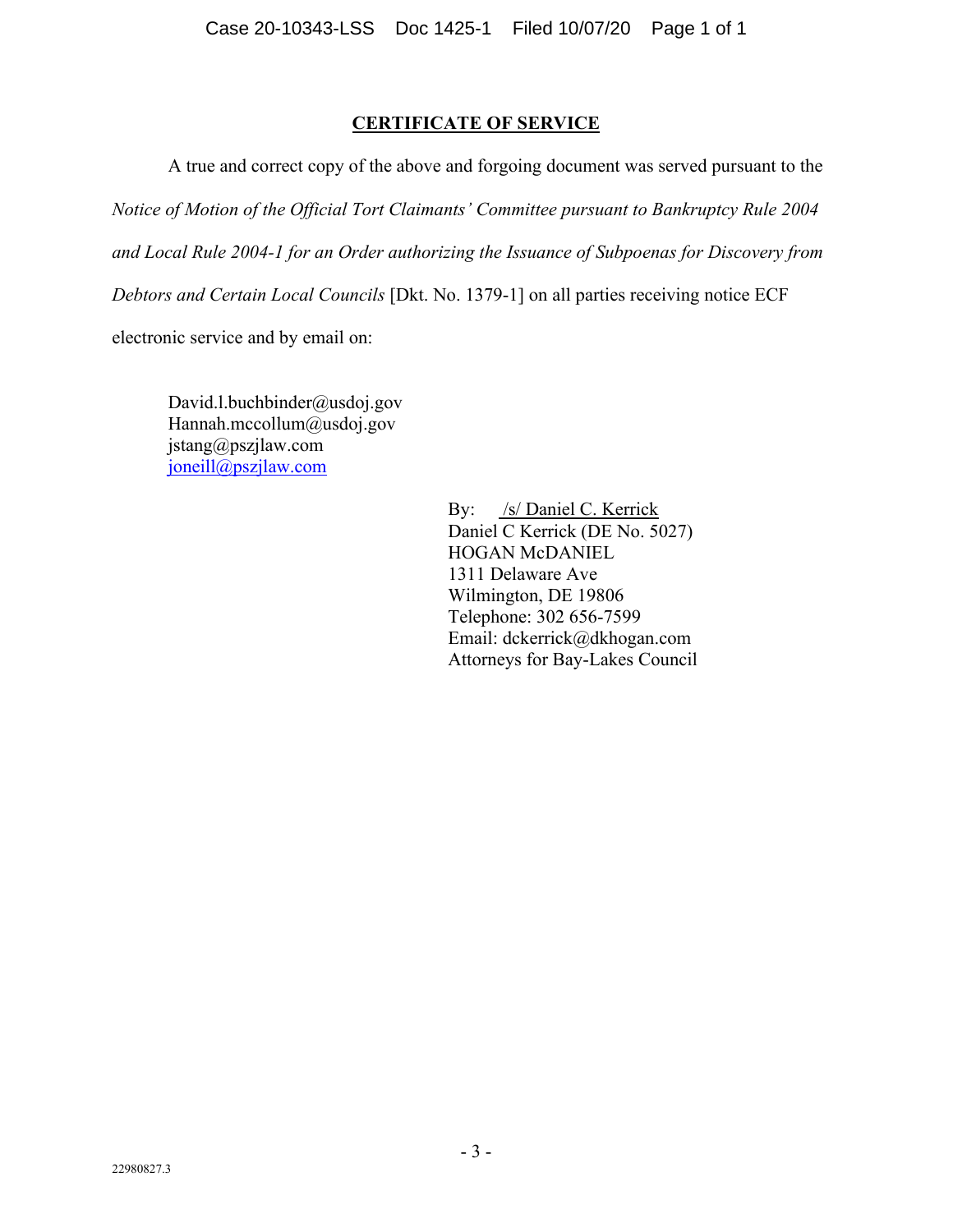**CERTIFICATE OF SERVICE**

A true and correct copy of the above and forgoing document was served pursuant to the *Notice of Motion of the Official Tort Claimants' Committee pursuant to Bankruptcy Rule 2004 and Local Rule 2004-1 for an Order authorizing the Issuance of Subpoenas for Discovery from Debtors and Certain Local Councils* [Dkt. No. 1379-1] on all parties receiving notice ECF electronic service and by email on:

David.l.buchbinder@usdoj.gov  
Hannah.mccollum@usdoj.gov  
jstang@pszjlaw.com  
joneill@pszjlaw.com

By: /s/ Daniel C. Kerrick  
Daniel C Kerrick (DE No. 5027)  
HOGAN McDANIEL  
1311 Delaware Ave  
Wilmington, DE 19806  
Telephone: 302 656-7599  
Email: dckerrick@dkhogan.com  
Attorneys for Bay-Lakes Council

22980827.3